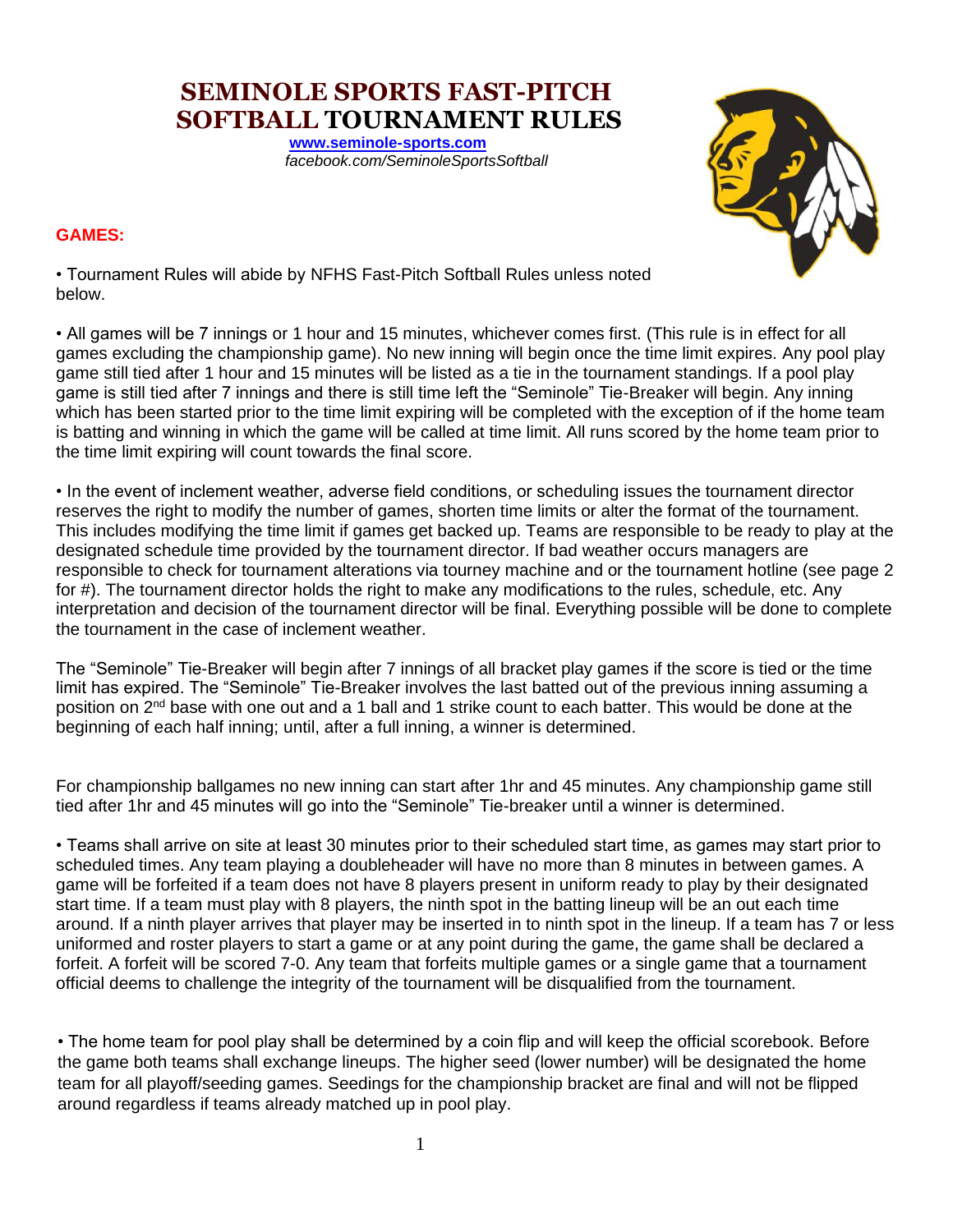# SEMINOLE SPORTS FAST-PITCH SOFTBALL TOURNAMENT RULES

**www.seminole-sports.com**
*facebook.com/SeminoleSportsSoftball*

## GAMES:

• Tournament Rules will abide by NFHS Fast-Pitch Softball Rules unless noted below.

• All games will be 7 innings or 1 hour and 15 minutes, whichever comes first. (This rule is in effect for all games excluding the championship game). No new inning will begin once the time limit expires. Any pool play game still tied after 1 hour and 15 minutes will be listed as a tie in the tournament standings. If a pool play game is still tied after 7 innings and there is still time left the "Seminole" Tie-Breaker will begin. Any inning which has been started prior to the time limit expiring will be completed with the exception of if the home team is batting and winning in which the game will be called at time limit. All runs scored by the home team prior to the time limit expiring will count towards the final score.

• In the event of inclement weather, adverse field conditions, or scheduling issues the tournament director reserves the right to modify the number of games, shorten time limits or alter the format of the tournament. This includes modifying the time limit if games get backed up. Teams are responsible to be ready to play at the designated schedule time provided by the tournament director. If bad weather occurs managers are responsible to check for tournament alterations via tourney machine and or the tournament hotline (see page 2 for #). The tournament director holds the right to make any modifications to the rules, schedule, etc. Any interpretation and decision of the tournament director will be final. Everything possible will be done to complete the tournament in the case of inclement weather.

The "Seminole" Tie-Breaker will begin after 7 innings of all bracket play games if the score is tied or the time limit has expired. The "Seminole" Tie-Breaker involves the last batted out of the previous inning assuming a position on 2nd base with one out and a 1 ball and 1 strike count to each batter. This would be done at the beginning of each half inning; until, after a full inning, a winner is determined.

For championship ballgames no new inning can start after 1hr and 45 minutes. Any championship game still tied after 1hr and 45 minutes will go into the "Seminole" Tie-breaker until a winner is determined.

• Teams shall arrive on site at least 30 minutes prior to their scheduled start time, as games may start prior to scheduled times. Any team playing a doubleheader will have no more than 8 minutes in between games. A game will be forfeited if a team does not have 8 players present in uniform ready to play by their designated start time. If a team must play with 8 players, the ninth spot in the batting lineup will be an out each time around. If a ninth player arrives that player may be inserted in to ninth spot in the lineup. If a team has 7 or less uniformed and roster players to start a game or at any point during the game, the game shall be declared a forfeit. A forfeit will be scored 7-0. Any team that forfeits multiple games or a single game that a tournament official deems to challenge the integrity of the tournament will be disqualified from the tournament.

• The home team for pool play shall be determined by a coin flip and will keep the official scorebook. Before the game both teams shall exchange lineups. The higher seed (lower number) will be designated the home team for all playoff/seeding games. Seedings for the championship bracket are final and will not be flipped around regardless if teams already matched up in pool play.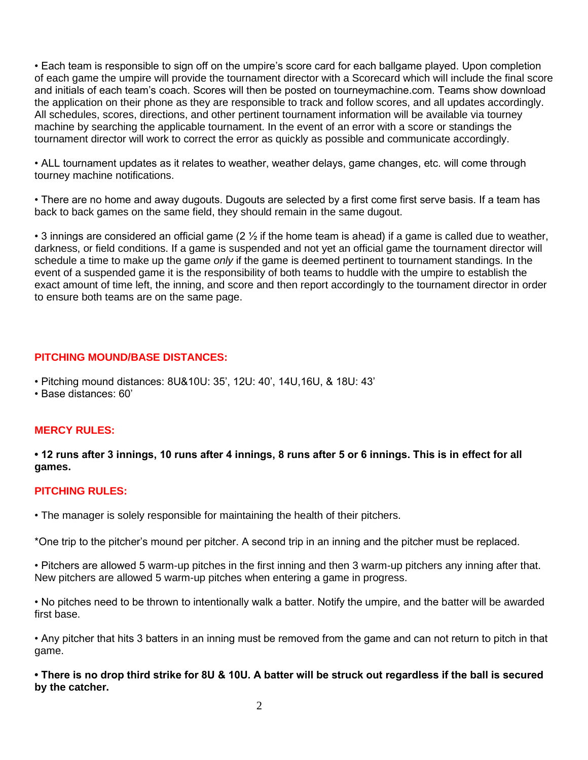• Each team is responsible to sign off on the umpire's score card for each ballgame played. Upon completion of each game the umpire will provide the tournament director with a Scorecard which will include the final score and initials of each team's coach. Scores will then be posted on tourneymachine.com. Teams show download the application on their phone as they are responsible to track and follow scores, and all updates accordingly. All schedules, scores, directions, and other pertinent tournament information will be available via tourney machine by searching the applicable tournament. In the event of an error with a score or standings the tournament director will work to correct the error as quickly as possible and communicate accordingly.

• ALL tournament updates as it relates to weather, weather delays, game changes, etc. will come through tourney machine notifications.

• There are no home and away dugouts. Dugouts are selected by a first come first serve basis. If a team has back to back games on the same field, they should remain in the same dugout.

• 3 innings are considered an official game (2 ½ if the home team is ahead) if a game is called due to weather, darkness, or field conditions. If a game is suspended and not yet an official game the tournament director will schedule a time to make up the game *only* if the game is deemed pertinent to tournament standings. In the event of a suspended game it is the responsibility of both teams to huddle with the umpire to establish the exact amount of time left, the inning, and score and then report accordingly to the tournament director in order to ensure both teams are on the same page.

## PITCHING MOUND/BASE DISTANCES:

• Pitching mound distances: 8U&10U: 35', 12U: 40', 14U,16U, & 18U: 43'
• Base distances: 60'

## MERCY RULES:

**• 12 runs after 3 innings, 10 runs after 4 innings, 8 runs after 5 or 6 innings. This is in effect for all games.**

## PITCHING RULES:

• The manager is solely responsible for maintaining the health of their pitchers.

*One trip to the pitcher's mound per pitcher. A second trip in an inning and the pitcher must be replaced.

• Pitchers are allowed 5 warm-up pitches in the first inning and then 3 warm-up pitchers any inning after that. New pitchers are allowed 5 warm-up pitches when entering a game in progress.

• No pitches need to be thrown to intentionally walk a batter. Notify the umpire, and the batter will be awarded first base.

• Any pitcher that hits 3 batters in an inning must be removed from the game and can not return to pitch in that game.

**• There is no drop third strike for 8U & 10U. A batter will be struck out regardless if the ball is secured by the catcher.**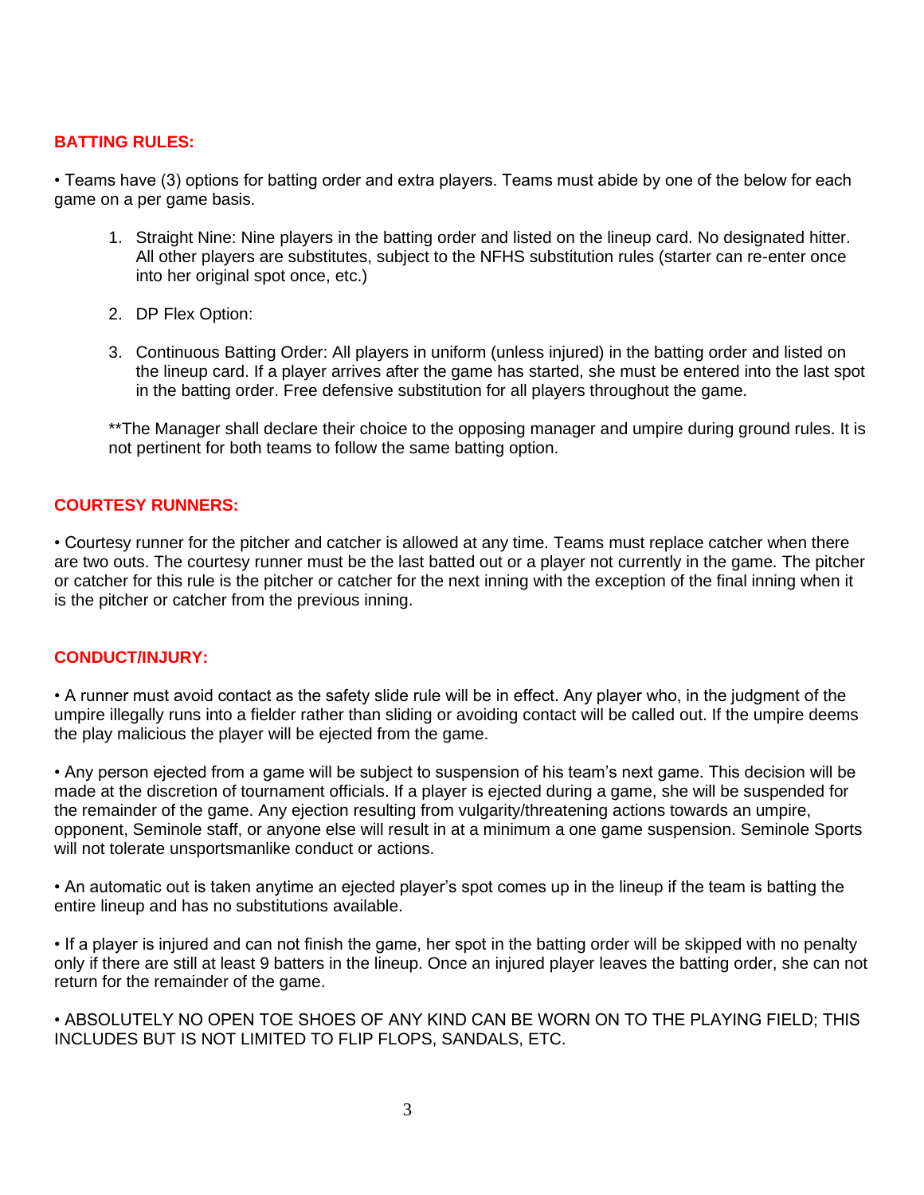## BATTING RULES:

• Teams have (3) options for batting order and extra players. Teams must abide by one of the below for each game on a per game basis.

1. Straight Nine: Nine players in the batting order and listed on the lineup card. No designated hitter. All other players are substitutes, subject to the NFHS substitution rules (starter can re-enter once into her original spot once, etc.)

2. DP Flex Option:

3. Continuous Batting Order: All players in uniform (unless injured) in the batting order and listed on the lineup card. If a player arrives after the game has started, she must be entered into the last spot in the batting order. Free defensive substitution for all players throughout the game.

**The Manager shall declare their choice to the opposing manager and umpire during ground rules. It is not pertinent for both teams to follow the same batting option.

## COURTESY RUNNERS:

• Courtesy runner for the pitcher and catcher is allowed at any time. Teams must replace catcher when there are two outs. The courtesy runner must be the last batted out or a player not currently in the game. The pitcher or catcher for this rule is the pitcher or catcher for the next inning with the exception of the final inning when it is the pitcher or catcher from the previous inning.

## CONDUCT/INJURY:

• A runner must avoid contact as the safety slide rule will be in effect. Any player who, in the judgment of the umpire illegally runs into a fielder rather than sliding or avoiding contact will be called out. If the umpire deems the play malicious the player will be ejected from the game.

• Any person ejected from a game will be subject to suspension of his team's next game. This decision will be made at the discretion of tournament officials. If a player is ejected during a game, she will be suspended for the remainder of the game. Any ejection resulting from vulgarity/threatening actions towards an umpire, opponent, Seminole staff, or anyone else will result in at a minimum a one game suspension. Seminole Sports will not tolerate unsportsmanlike conduct or actions.

• An automatic out is taken anytime an ejected player's spot comes up in the lineup if the team is batting the entire lineup and has no substitutions available.

• If a player is injured and can not finish the game, her spot in the batting order will be skipped with no penalty only if there are still at least 9 batters in the lineup. Once an injured player leaves the batting order, she can not return for the remainder of the game.

• ABSOLUTELY NO OPEN TOE SHOES OF ANY KIND CAN BE WORN ON TO THE PLAYING FIELD; THIS INCLUDES BUT IS NOT LIMITED TO FLIP FLOPS, SANDALS, ETC.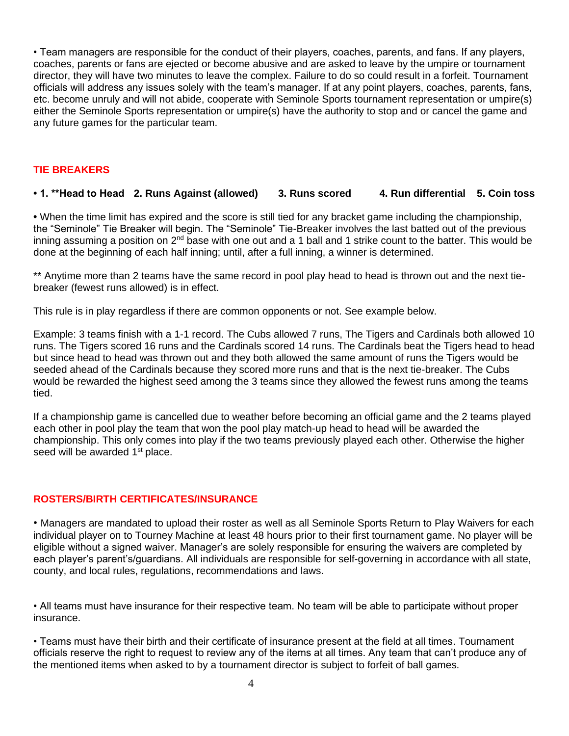• Team managers are responsible for the conduct of their players, coaches, parents, and fans. If any players, coaches, parents or fans are ejected or become abusive and are asked to leave by the umpire or tournament director, they will have two minutes to leave the complex. Failure to do so could result in a forfeit. Tournament officials will address any issues solely with the team's manager. If at any point players, coaches, parents, fans, etc. become unruly and will not abide, cooperate with Seminole Sports tournament representation or umpire(s) either the Seminole Sports representation or umpire(s) have the authority to stop and or cancel the game and any future games for the particular team.

## TIE BREAKERS

**• 1. **Head to Head 2. Runs Against (allowed) 3. Runs scored 4. Run differential 5. Coin toss**

• When the time limit has expired and the score is still tied for any bracket game including the championship, the "Seminole" Tie Breaker will begin. The "Seminole" Tie-Breaker involves the last batted out of the previous inning assuming a position on 2nd base with one out and a 1 ball and 1 strike count to the batter. This would be done at the beginning of each half inning; until, after a full inning, a winner is determined.

** Anytime more than 2 teams have the same record in pool play head to head is thrown out and the next tie-breaker (fewest runs allowed) is in effect.

This rule is in play regardless if there are common opponents or not. See example below.

Example: 3 teams finish with a 1-1 record. The Cubs allowed 7 runs, The Tigers and Cardinals both allowed 10 runs. The Tigers scored 16 runs and the Cardinals scored 14 runs. The Cardinals beat the Tigers head to head but since head to head was thrown out and they both allowed the same amount of runs the Tigers would be seeded ahead of the Cardinals because they scored more runs and that is the next tie-breaker. The Cubs would be rewarded the highest seed among the 3 teams since they allowed the fewest runs among the teams tied.

If a championship game is cancelled due to weather before becoming an official game and the 2 teams played each other in pool play the team that won the pool play match-up head to head will be awarded the championship. This only comes into play if the two teams previously played each other. Otherwise the higher seed will be awarded 1st place.

## ROSTERS/BIRTH CERTIFICATES/INSURANCE

• Managers are mandated to upload their roster as well as all Seminole Sports Return to Play Waivers for each individual player on to Tourney Machine at least 48 hours prior to their first tournament game. No player will be eligible without a signed waiver. Manager's are solely responsible for ensuring the waivers are completed by each player's parent's/guardians. All individuals are responsible for self-governing in accordance with all state, county, and local rules, regulations, recommendations and laws.

• All teams must have insurance for their respective team. No team will be able to participate without proper insurance.

• Teams must have their birth and their certificate of insurance present at the field at all times. Tournament officials reserve the right to request to review any of the items at all times. Any team that can't produce any of the mentioned items when asked to by a tournament director is subject to forfeit of ball games.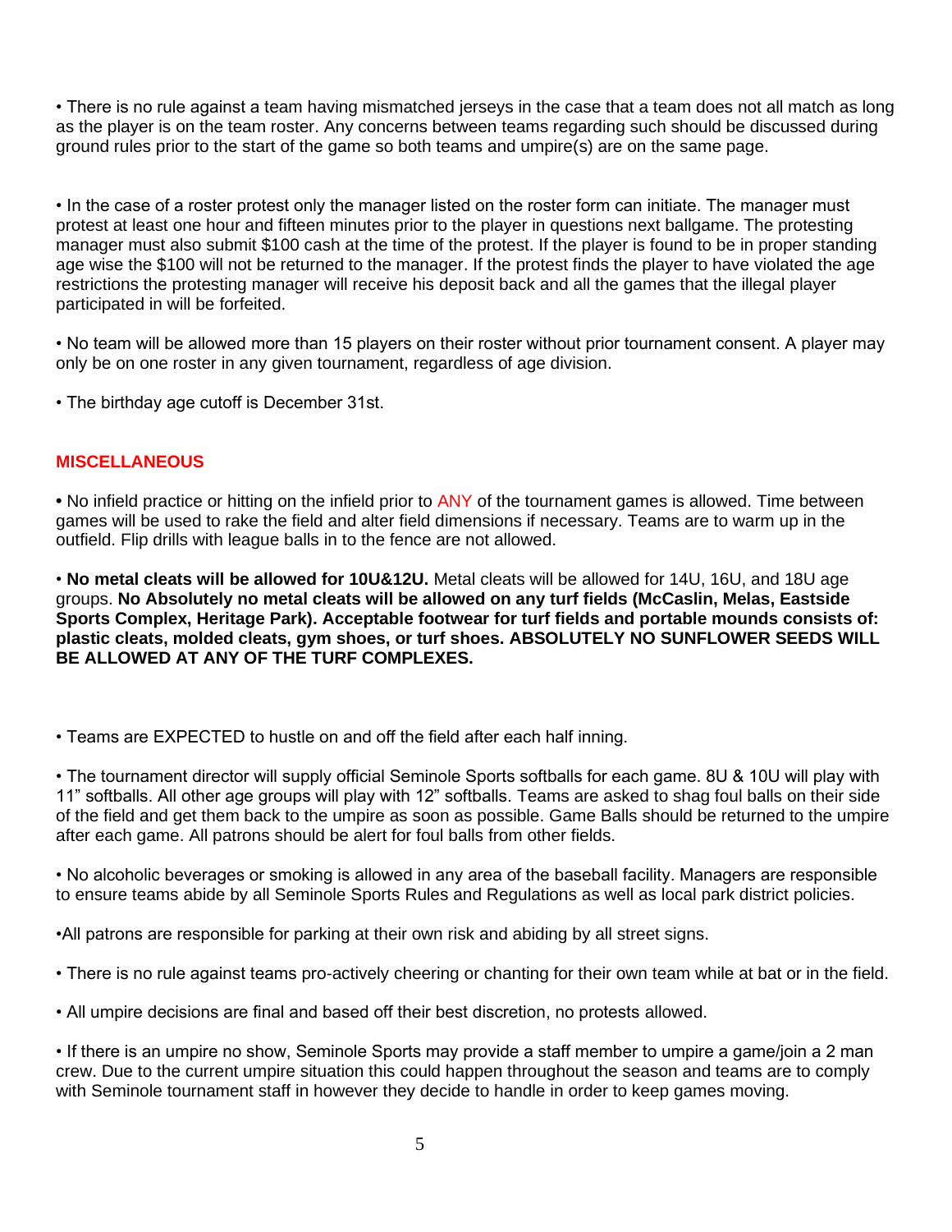• There is no rule against a team having mismatched jerseys in the case that a team does not all match as long as the player is on the team roster. Any concerns between teams regarding such should be discussed during ground rules prior to the start of the game so both teams and umpire(s) are on the same page.

• In the case of a roster protest only the manager listed on the roster form can initiate. The manager must protest at least one hour and fifteen minutes prior to the player in questions next ballgame. The protesting manager must also submit $100 cash at the time of the protest. If the player is found to be in proper standing age wise the $100 will not be returned to the manager. If the protest finds the player to have violated the age restrictions the protesting manager will receive his deposit back and all the games that the illegal player participated in will be forfeited.

• No team will be allowed more than 15 players on their roster without prior tournament consent. A player may only be on one roster in any given tournament, regardless of age division.

• The birthday age cutoff is December 31st.

## MISCELLANEOUS

• No infield practice or hitting on the infield prior to ANY of the tournament games is allowed. Time between games will be used to rake the field and alter field dimensions if necessary. Teams are to warm up in the outfield. Flip drills with league balls in to the fence are not allowed.

• **No metal cleats will be allowed for 10U&12U.** Metal cleats will be allowed for 14U, 16U, and 18U age groups. **No Absolutely no metal cleats will be allowed on any turf fields (McCaslin, Melas, Eastside Sports Complex, Heritage Park). Acceptable footwear for turf fields and portable mounds consists of: plastic cleats, molded cleats, gym shoes, or turf shoes. ABSOLUTELY NO SUNFLOWER SEEDS WILL BE ALLOWED AT ANY OF THE TURF COMPLEXES.**

• Teams are EXPECTED to hustle on and off the field after each half inning.

• The tournament director will supply official Seminole Sports softballs for each game. 8U & 10U will play with 11" softballs. All other age groups will play with 12" softballs. Teams are asked to shag foul balls on their side of the field and get them back to the umpire as soon as possible. Game Balls should be returned to the umpire after each game. All patrons should be alert for foul balls from other fields.

• No alcoholic beverages or smoking is allowed in any area of the baseball facility. Managers are responsible to ensure teams abide by all Seminole Sports Rules and Regulations as well as local park district policies.

•All patrons are responsible for parking at their own risk and abiding by all street signs.

• There is no rule against teams pro-actively cheering or chanting for their own team while at bat or in the field.

• All umpire decisions are final and based off their best discretion, no protests allowed.

• If there is an umpire no show, Seminole Sports may provide a staff member to umpire a game/join a 2 man crew. Due to the current umpire situation this could happen throughout the season and teams are to comply with Seminole tournament staff in however they decide to handle in order to keep games moving.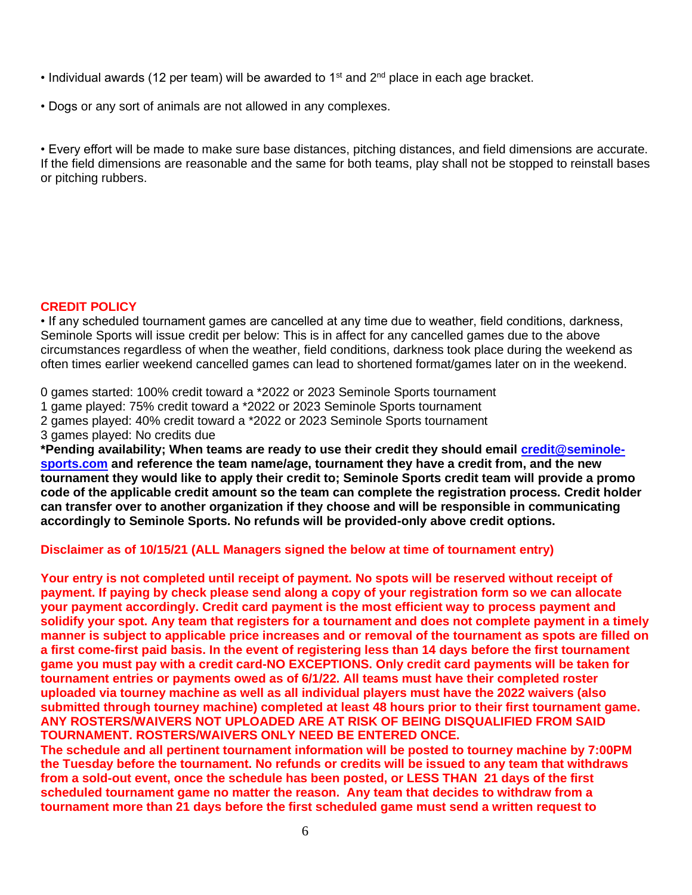• Individual awards (12 per team) will be awarded to 1st and 2nd place in each age bracket.

• Dogs or any sort of animals are not allowed in any complexes.

• Every effort will be made to make sure base distances, pitching distances, and field dimensions are accurate. If the field dimensions are reasonable and the same for both teams, play shall not be stopped to reinstall bases or pitching rubbers.

## CREDIT POLICY

• If any scheduled tournament games are cancelled at any time due to weather, field conditions, darkness, Seminole Sports will issue credit per below: This is in affect for any cancelled games due to the above circumstances regardless of when the weather, field conditions, darkness took place during the weekend as often times earlier weekend cancelled games can lead to shortened format/games later on in the weekend.

0 games started: 100% credit toward a *2022 or 2023 Seminole Sports tournament
1 game played: 75% credit toward a *2022 or 2023 Seminole Sports tournament
2 games played: 40% credit toward a *2022 or 2023 Seminole Sports tournament
3 games played: No credits due

**\*Pending availability; When teams are ready to use their credit they should email [credit@seminole-sports.com](mailto:credit@seminole-sports.com) and reference the team name/age, tournament they have a credit from, and the new tournament they would like to apply their credit to; Seminole Sports credit team will provide a promo code of the applicable credit amount so the team can complete the registration process. Credit holder can transfer over to another organization if they choose and will be responsible in communicating accordingly to Seminole Sports. No refunds will be provided-only above credit options.**

**Disclaimer as of 10/15/21 (ALL Managers signed the below at time of tournament entry)**

**Your entry is not completed until receipt of payment. No spots will be reserved without receipt of payment. If paying by check please send along a copy of your registration form so we can allocate your payment accordingly. Credit card payment is the most efficient way to process payment and solidify your spot. Any team that registers for a tournament and does not complete payment in a timely manner is subject to applicable price increases and or removal of the tournament as spots are filled on a first come-first paid basis. In the event of registering less than 14 days before the first tournament game you must pay with a credit card-NO EXCEPTIONS. Only credit card payments will be taken for tournament entries or payments owed as of 6/1/22. All teams must have their completed roster uploaded via tourney machine as well as all individual players must have the 2022 waivers (also submitted through tourney machine) completed at least 48 hours prior to their first tournament game. ANY ROSTERS/WAIVERS NOT UPLOADED ARE AT RISK OF BEING DISQUALIFIED FROM SAID TOURNAMENT. ROSTERS/WAIVERS ONLY NEED BE ENTERED ONCE.**
**The schedule and all pertinent tournament information will be posted to tourney machine by 7:00PM the Tuesday before the tournament. No refunds or credits will be issued to any team that withdraws from a sold-out event, once the schedule has been posted, or LESS THAN 21 days of the first scheduled tournament game no matter the reason. Any team that decides to withdraw from a tournament more than 21 days before the first scheduled game must send a written request to**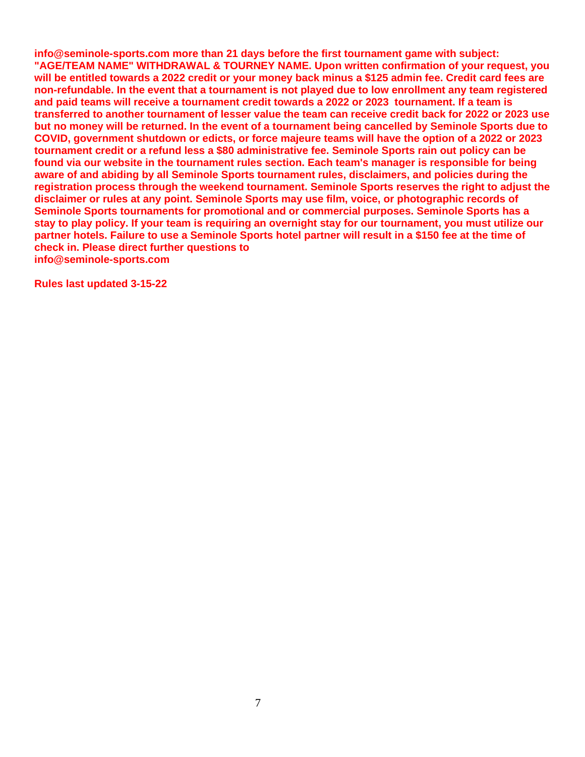**info@seminole-sports.com more than 21 days before the first tournament game with subject: "AGE/TEAM NAME" WITHDRAWAL & TOURNEY NAME. Upon written confirmation of your request, you will be entitled towards a 2022 credit or your money back minus a $125 admin fee. Credit card fees are non-refundable. In the event that a tournament is not played due to low enrollment any team registered and paid teams will receive a tournament credit towards a 2022 or 2023 tournament. If a team is transferred to another tournament of lesser value the team can receive credit back for 2022 or 2023 use but no money will be returned. In the event of a tournament being cancelled by Seminole Sports due to COVID, government shutdown or edicts, or force majeure teams will have the option of a 2022 or 2023 tournament credit or a refund less a $80 administrative fee. Seminole Sports rain out policy can be found via our website in the tournament rules section. Each team's manager is responsible for being aware of and abiding by all Seminole Sports tournament rules, disclaimers, and policies during the registration process through the weekend tournament. Seminole Sports reserves the right to adjust the disclaimer or rules at any point. Seminole Sports may use film, voice, or photographic records of Seminole Sports tournaments for promotional and or commercial purposes. Seminole Sports has a stay to play policy. If your team is requiring an overnight stay for our tournament, you must utilize our partner hotels. Failure to use a Seminole Sports hotel partner will result in a $150 fee at the time of check in. Please direct further questions to info@seminole-sports.com**

**Rules last updated 3-15-22**